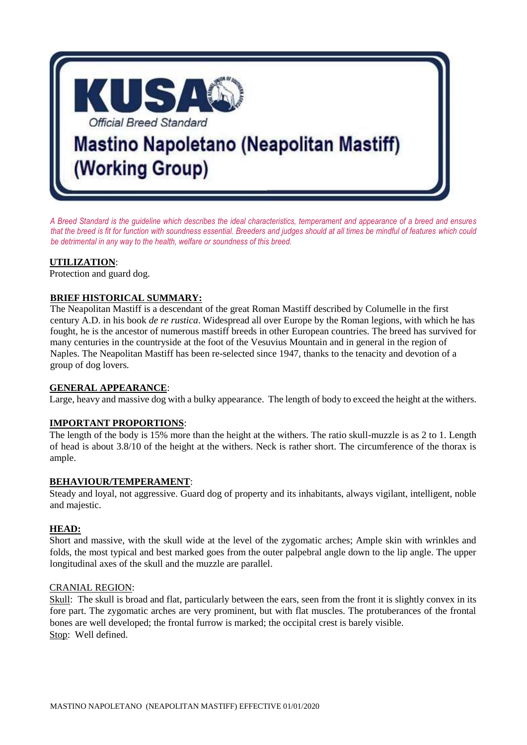# KUSA

*Official Breed Standard*

# Mastino Napoletano (Neapolitan Mastiff) (Working Group)

*A Breed Standard is the guideline which describes the ideal characteristics, temperament and appearance of a breed and ensures that the breed is fit for function with soundness essential. Breeders and judges should at all times be mindful of features which could be detrimental in any way to the health, welfare or soundness of this breed.*

**UTILIZATION**:
Protection and guard dog.

**BRIEF HISTORICAL SUMMARY:**
The Neapolitan Mastiff is a descendant of the great Roman Mastiff described by Columelle in the first century A.D. in his book *de re rustica*. Widespread all over Europe by the Roman legions, with which he has fought, he is the ancestor of numerous mastiff breeds in other European countries. The breed has survived for many centuries in the countryside at the foot of the Vesuvius Mountain and in general in the region of Naples. The Neapolitan Mastiff has been re-selected since 1947, thanks to the tenacity and devotion of a group of dog lovers.

**GENERAL APPEARANCE**:
Large, heavy and massive dog with a bulky appearance. The length of body to exceed the height at the withers.

**IMPORTANT PROPORTIONS**:
The length of the body is 15% more than the height at the withers. The ratio skull-muzzle is as 2 to 1. Length of head is about 3.8/10 of the height at the withers. Neck is rather short. The circumference of the thorax is ample.

**BEHAVIOUR/TEMPERAMENT**:
Steady and loyal, not aggressive. Guard dog of property and its inhabitants, always vigilant, intelligent, noble and majestic.

**HEAD:**
Short and massive, with the skull wide at the level of the zygomatic arches; Ample skin with wrinkles and folds, the most typical and best marked goes from the outer palpebral angle down to the lip angle. The upper longitudinal axes of the skull and the muzzle are parallel.

CRANIAL REGION:
Skull: The skull is broad and flat, particularly between the ears, seen from the front it is slightly convex in its fore part. The zygomatic arches are very prominent, but with flat muscles. The protuberances of the frontal bones are well developed; the frontal furrow is marked; the occipital crest is barely visible.
Stop: Well defined.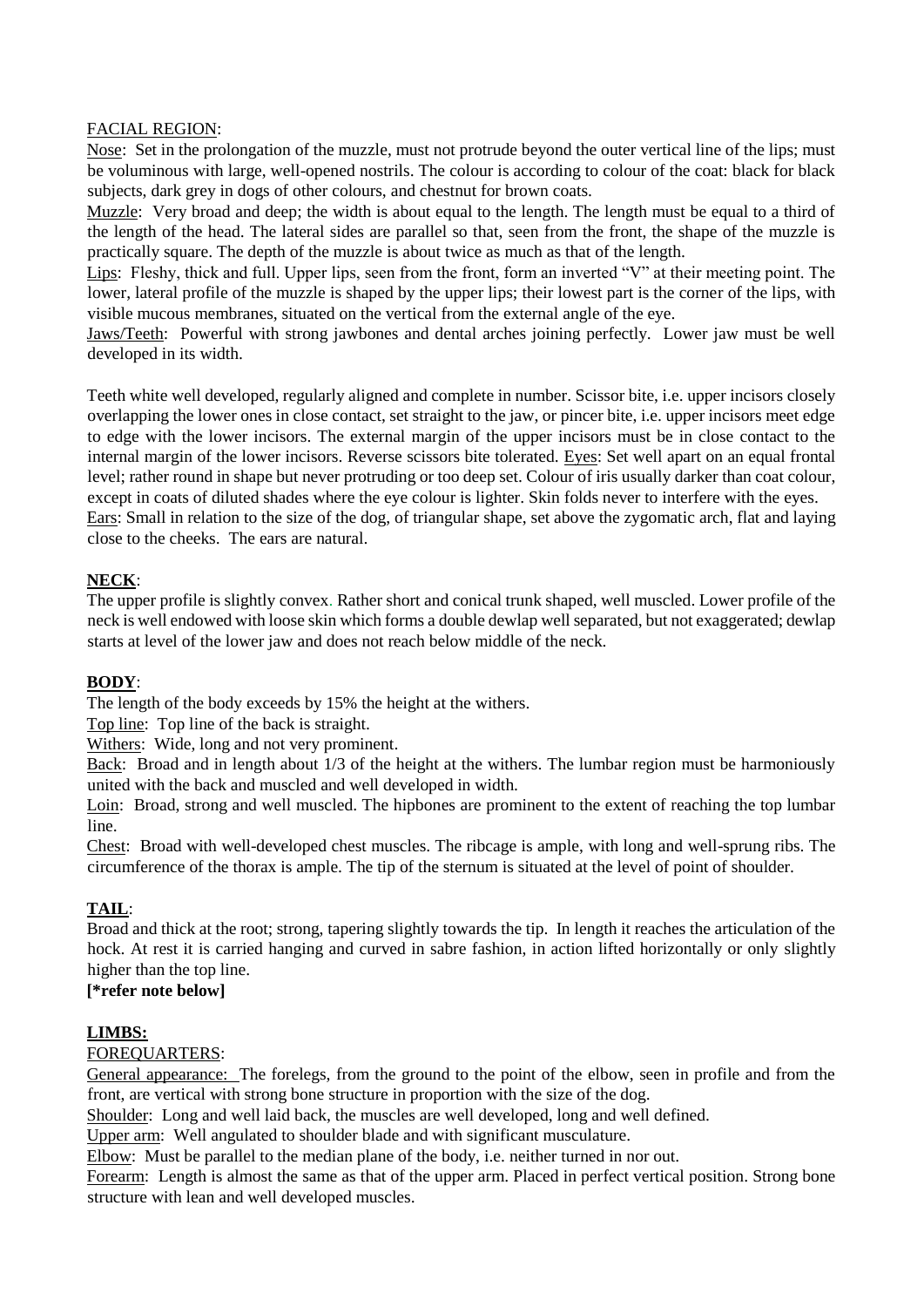FACIAL REGION:

Nose: Set in the prolongation of the muzzle, must not protrude beyond the outer vertical line of the lips; must be voluminous with large, well-opened nostrils. The colour is according to colour of the coat: black for black subjects, dark grey in dogs of other colours, and chestnut for brown coats.

Muzzle: Very broad and deep; the width is about equal to the length. The length must be equal to a third of the length of the head. The lateral sides are parallel so that, seen from the front, the shape of the muzzle is practically square. The depth of the muzzle is about twice as much as that of the length.

Lips: Fleshy, thick and full. Upper lips, seen from the front, form an inverted "V" at their meeting point. The lower, lateral profile of the muzzle is shaped by the upper lips; their lowest part is the corner of the lips, with visible mucous membranes, situated on the vertical from the external angle of the eye.

Jaws/Teeth: Powerful with strong jawbones and dental arches joining perfectly. Lower jaw must be well developed in its width.

Teeth white well developed, regularly aligned and complete in number. Scissor bite, i.e. upper incisors closely overlapping the lower ones in close contact, set straight to the jaw, or pincer bite, i.e. upper incisors meet edge to edge with the lower incisors. The external margin of the upper incisors must be in close contact to the internal margin of the lower incisors. Reverse scissors bite tolerated. Eyes: Set well apart on an equal frontal level; rather round in shape but never protruding or too deep set. Colour of iris usually darker than coat colour, except in coats of diluted shades where the eye colour is lighter. Skin folds never to interfere with the eyes.

Ears: Small in relation to the size of the dog, of triangular shape, set above the zygomatic arch, flat and laying close to the cheeks. The ears are natural.

**NECK**:

The upper profile is slightly convex. Rather short and conical trunk shaped, well muscled. Lower profile of the neck is well endowed with loose skin which forms a double dewlap well separated, but not exaggerated; dewlap starts at level of the lower jaw and does not reach below middle of the neck.

**BODY**:

The length of the body exceeds by 15% the height at the withers.

Top line: Top line of the back is straight.

Withers: Wide, long and not very prominent.

Back: Broad and in length about 1/3 of the height at the withers. The lumbar region must be harmoniously united with the back and muscled and well developed in width.

Loin: Broad, strong and well muscled. The hipbones are prominent to the extent of reaching the top lumbar line.

Chest: Broad with well-developed chest muscles. The ribcage is ample, with long and well-sprung ribs. The circumference of the thorax is ample. The tip of the sternum is situated at the level of point of shoulder.

**TAIL**:

Broad and thick at the root; strong, tapering slightly towards the tip. In length it reaches the articulation of the hock. At rest it is carried hanging and curved in sabre fashion, in action lifted horizontally or only slightly higher than the top line.

**[*refer note below]**

**LIMBS:**

FOREQUARTERS:

General appearance: The forelegs, from the ground to the point of the elbow, seen in profile and from the front, are vertical with strong bone structure in proportion with the size of the dog.

Shoulder: Long and well laid back, the muscles are well developed, long and well defined.

Upper arm: Well angulated to shoulder blade and with significant musculature.

Elbow: Must be parallel to the median plane of the body, i.e. neither turned in nor out.

Forearm: Length is almost the same as that of the upper arm. Placed in perfect vertical position. Strong bone structure with lean and well developed muscles.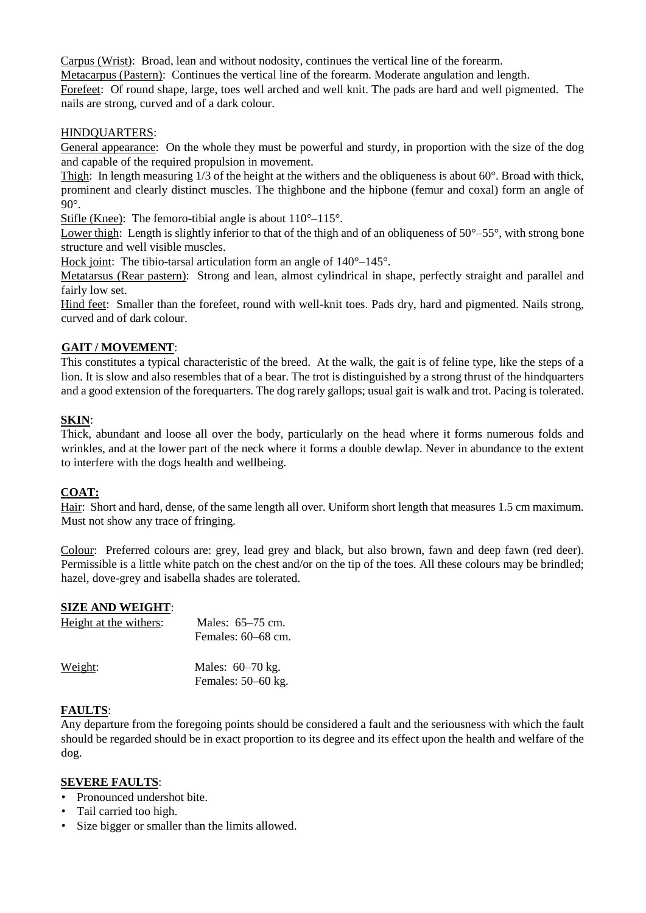Carpus (Wrist): Broad, lean and without nodosity, continues the vertical line of the forearm.

Metacarpus (Pastern): Continues the vertical line of the forearm. Moderate angulation and length.

Forefeet: Of round shape, large, toes well arched and well knit. The pads are hard and well pigmented. The nails are strong, curved and of a dark colour.

HINDQUARTERS:

General appearance: On the whole they must be powerful and sturdy, in proportion with the size of the dog and capable of the required propulsion in movement.

Thigh: In length measuring 1/3 of the height at the withers and the obliqueness is about 60°. Broad with thick, prominent and clearly distinct muscles. The thighbone and the hipbone (femur and coxal) form an angle of 90°.

Stifle (Knee): The femoro-tibial angle is about 110°–115°.

Lower thigh: Length is slightly inferior to that of the thigh and of an obliqueness of 50°–55°, with strong bone structure and well visible muscles.

Hock joint: The tibio-tarsal articulation form an angle of 140°–145°.

Metatarsus (Rear pastern): Strong and lean, almost cylindrical in shape, perfectly straight and parallel and fairly low set.

Hind feet: Smaller than the forefeet, round with well-knit toes. Pads dry, hard and pigmented. Nails strong, curved and of dark colour.

**GAIT / MOVEMENT**:

This constitutes a typical characteristic of the breed. At the walk, the gait is of feline type, like the steps of a lion. It is slow and also resembles that of a bear. The trot is distinguished by a strong thrust of the hindquarters and a good extension of the forequarters. The dog rarely gallops; usual gait is walk and trot. Pacing is tolerated.

**SKIN**:

Thick, abundant and loose all over the body, particularly on the head where it forms numerous folds and wrinkles, and at the lower part of the neck where it forms a double dewlap. Never in abundance to the extent to interfere with the dogs health and wellbeing.

**COAT:**

Hair: Short and hard, dense, of the same length all over. Uniform short length that measures 1.5 cm maximum. Must not show any trace of fringing.

Colour: Preferred colours are: grey, lead grey and black, but also brown, fawn and deep fawn (red deer). Permissible is a little white patch on the chest and/or on the tip of the toes. All these colours may be brindled; hazel, dove-grey and isabella shades are tolerated.

**SIZE AND WEIGHT**:

Height at the withers: Males: 65–75 cm.
Females: 60–68 cm.

Weight: Males: 60–70 kg.
Females: 50–60 kg.

**FAULTS**:

Any departure from the foregoing points should be considered a fault and the seriousness with which the fault should be regarded should be in exact proportion to its degree and its effect upon the health and welfare of the dog.

**SEVERE FAULTS**:

- Pronounced undershot bite.
- Tail carried too high.
- Size bigger or smaller than the limits allowed.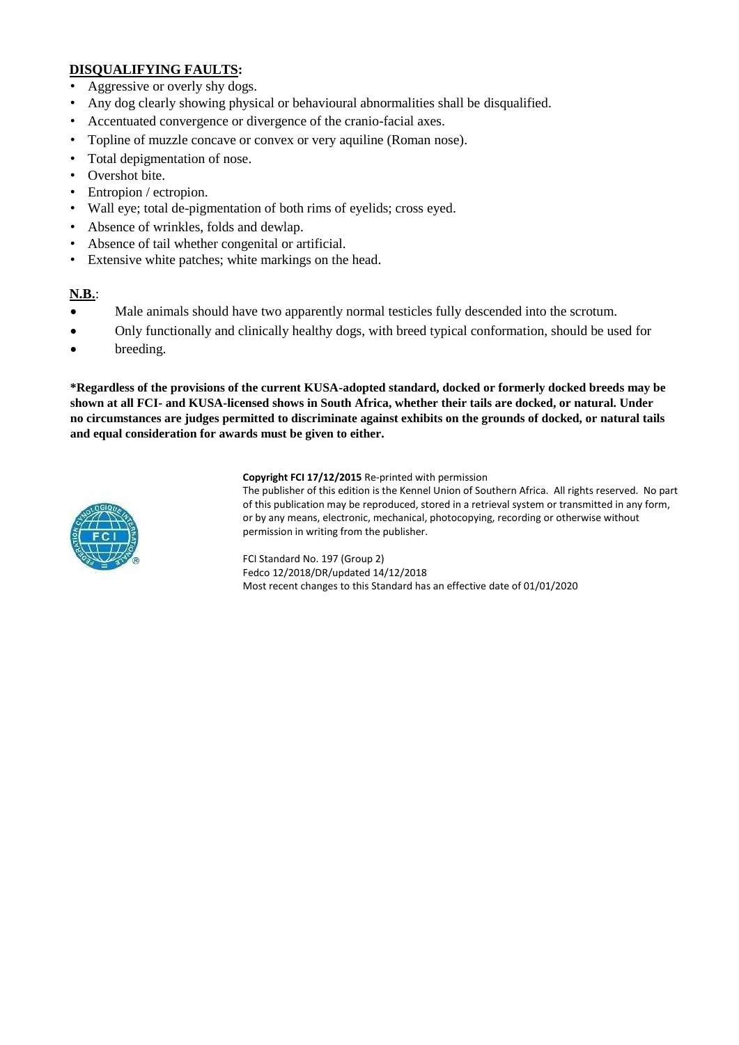**DISQUALIFYING FAULTS:**

- Aggressive or overly shy dogs.
- Any dog clearly showing physical or behavioural abnormalities shall be disqualified.
- Accentuated convergence or divergence of the cranio-facial axes.
- Topline of muzzle concave or convex or very aquiline (Roman nose).
- Total depigmentation of nose.
- Overshot bite.
- Entropion / ectropion.
- Wall eye; total de-pigmentation of both rims of eyelids; cross eyed.
- Absence of wrinkles, folds and dewlap.
- Absence of tail whether congenital or artificial.
- Extensive white patches; white markings on the head.

**N.B.**:

- Male animals should have two apparently normal testicles fully descended into the scrotum.
- Only functionally and clinically healthy dogs, with breed typical conformation, should be used for
- breeding.

**\*Regardless of the provisions of the current KUSA-adopted standard, docked or formerly docked breeds may be shown at all FCI- and KUSA-licensed shows in South Africa, whether their tails are docked, or natural. Under no circumstances are judges permitted to discriminate against exhibits on the grounds of docked, or natural tails and equal consideration for awards must be given to either.**

**Copyright FCI 17/12/2015** Re-printed with permission
The publisher of this edition is the Kennel Union of Southern Africa. All rights reserved. No part of this publication may be reproduced, stored in a retrieval system or transmitted in any form, or by any means, electronic, mechanical, photocopying, recording or otherwise without permission in writing from the publisher.

FCI Standard No. 197 (Group 2)
Fedco 12/2018/DR/updated 14/12/2018
Most recent changes to this Standard has an effective date of 01/01/2020